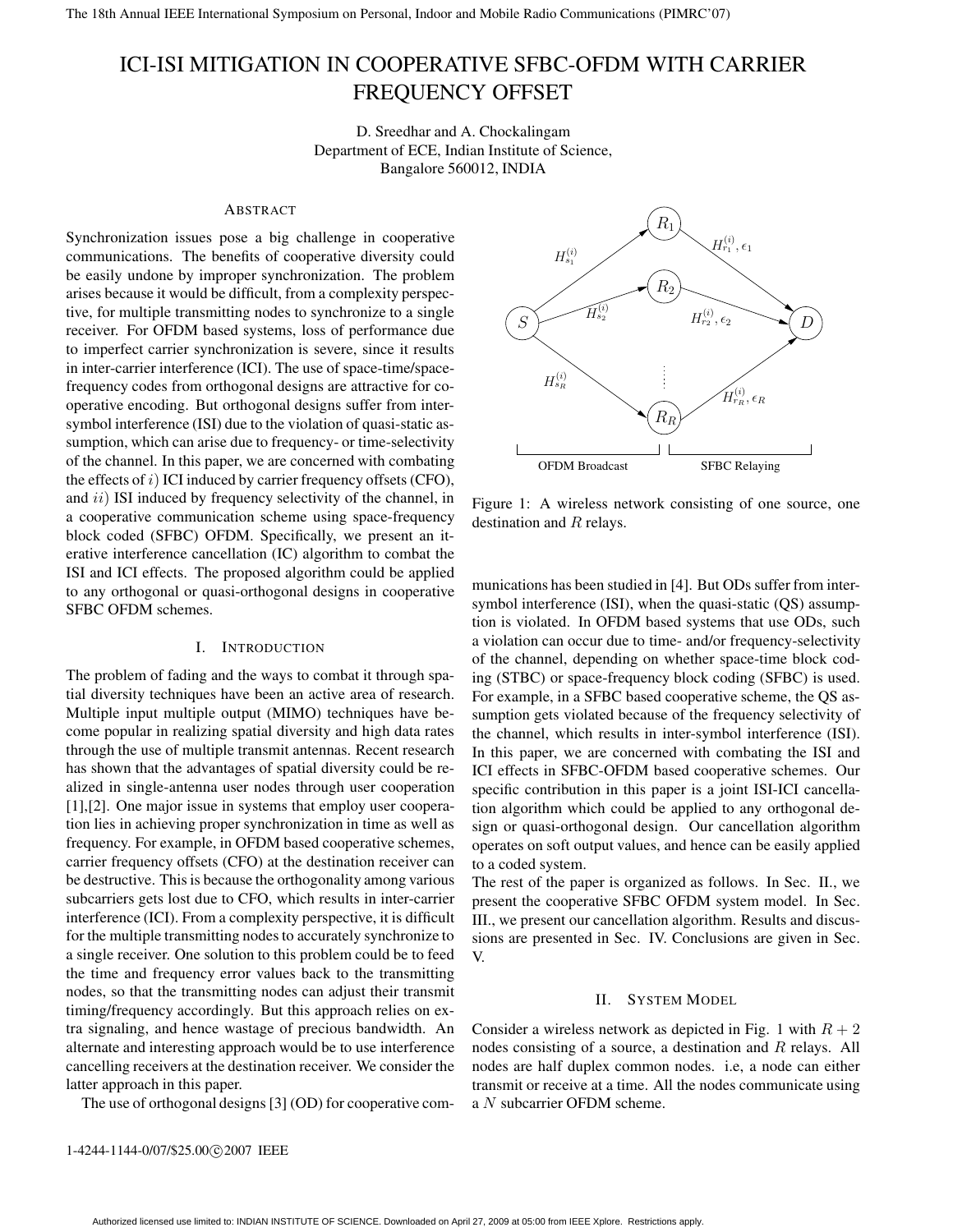# ICI-ISI MITIGATION IN COOPERATIVE SFBC-OFDM WITH CARRIER FREQUENCY OFFSET

D. Sreedhar and A. Chockalingam
Department of ECE, Indian Institute of Science,
Bangalore 560012, INDIA

## Abstract

Synchronization issues pose a big challenge in cooperative communications. The benefits of cooperative diversity could be easily undone by improper synchronization. The problem arises because it would be difficult, from a complexity perspective, for multiple transmitting nodes to synchronize to a single receiver. For OFDM based systems, loss of performance due to imperfect carrier synchronization is severe, since it results in inter-carrier interference (ICI). The use of space-time/space-frequency codes from orthogonal designs are attractive for cooperative encoding. But orthogonal designs suffer from inter-symbol interference (ISI) due to the violation of quasi-static assumption, which can arise due to frequency- or time-selectivity of the channel. In this paper, we are concerned with combating the effects of $i)$ ICI induced by carrier frequency offsets (CFO), and $ii)$ ISI induced by frequency selectivity of the channel, in a cooperative communication scheme using space-frequency block coded (SFBC) OFDM. Specifically, we present an iterative interference cancellation (IC) algorithm to combat the ISI and ICI effects. The proposed algorithm could be applied to any orthogonal or quasi-orthogonal designs in cooperative SFBC OFDM schemes.

## I. Introduction

The problem of fading and the ways to combat it through spatial diversity techniques have been an active area of research. Multiple input multiple output (MIMO) techniques have become popular in realizing spatial diversity and high data rates through the use of multiple transmit antennas. Recent research has shown that the advantages of spatial diversity could be realized in single-antenna user nodes through user cooperation [1],[2]. One major issue in systems that employ user cooperation lies in achieving proper synchronization in time as well as frequency. For example, in OFDM based cooperative schemes, carrier frequency offsets (CFO) at the destination receiver can be destructive. This is because the orthogonality among various subcarriers gets lost due to CFO, which results in inter-carrier interference (ICI). From a complexity perspective, it is difficult for the multiple transmitting nodes to accurately synchronize to a single receiver. One solution to this problem could be to feed the time and frequency error values back to the transmitting nodes, so that the transmitting nodes can adjust their transmit timing/frequency accordingly. But this approach relies on extra signaling, and hence wastage of precious bandwidth. An alternate and interesting approach would be to use interference cancelling receivers at the destination receiver. We consider the latter approach in this paper.

The use of orthogonal designs [3] (OD) for cooperative communications has been studied in [4]. But ODs suffer from inter-symbol interference (ISI), when the quasi-static (QS) assumption is violated. In OFDM based systems that use ODs, such a violation can occur due to time- and/or frequency-selectivity of the channel, depending on whether space-time block coding (STBC) or space-frequency block coding (SFBC) is used. For example, in a SFBC based cooperative scheme, the QS assumption gets violated because of the frequency selectivity of the channel, which results in inter-symbol interference (ISI). In this paper, we are concerned with combating the ISI and ICI effects in SFBC-OFDM based cooperative schemes. Our specific contribution in this paper is a joint ISI-ICI cancellation algorithm which could be applied to any orthogonal design or quasi-orthogonal design. Our cancellation algorithm operates on soft output values, and hence can be easily applied to a coded system.

The rest of the paper is organized as follows. In Sec. II., we present the cooperative SFBC OFDM system model. In Sec. III., we present our cancellation algorithm. Results and discussions are presented in Sec. IV. Conclusions are given in Sec. V.

$R_1$

$H_{s_1}^{(i)}$

$H_{r_1}^{(i)}, \epsilon_1$

$R_2$

$S$

$H_{s_2}^{(i)}$

$H_{r_2}^{(i)}, \epsilon_2$

$D$

$H_{s_R}^{(i)}$

$H_{r_R}^{(i)}, \epsilon_R$

$R_R$

OFDM Broadcast

SFBC Relaying

Figure 1: A wireless network consisting of one source, one destination and $R$ relays.

## II. System Model

Consider a wireless network as depicted in Fig. 1 with $R+2$ nodes consisting of a source, a destination and $R$ relays. All nodes are half duplex common nodes. i.e, a node can either transmit or receive at a time. All the nodes communicate using a $N$ subcarrier OFDM scheme.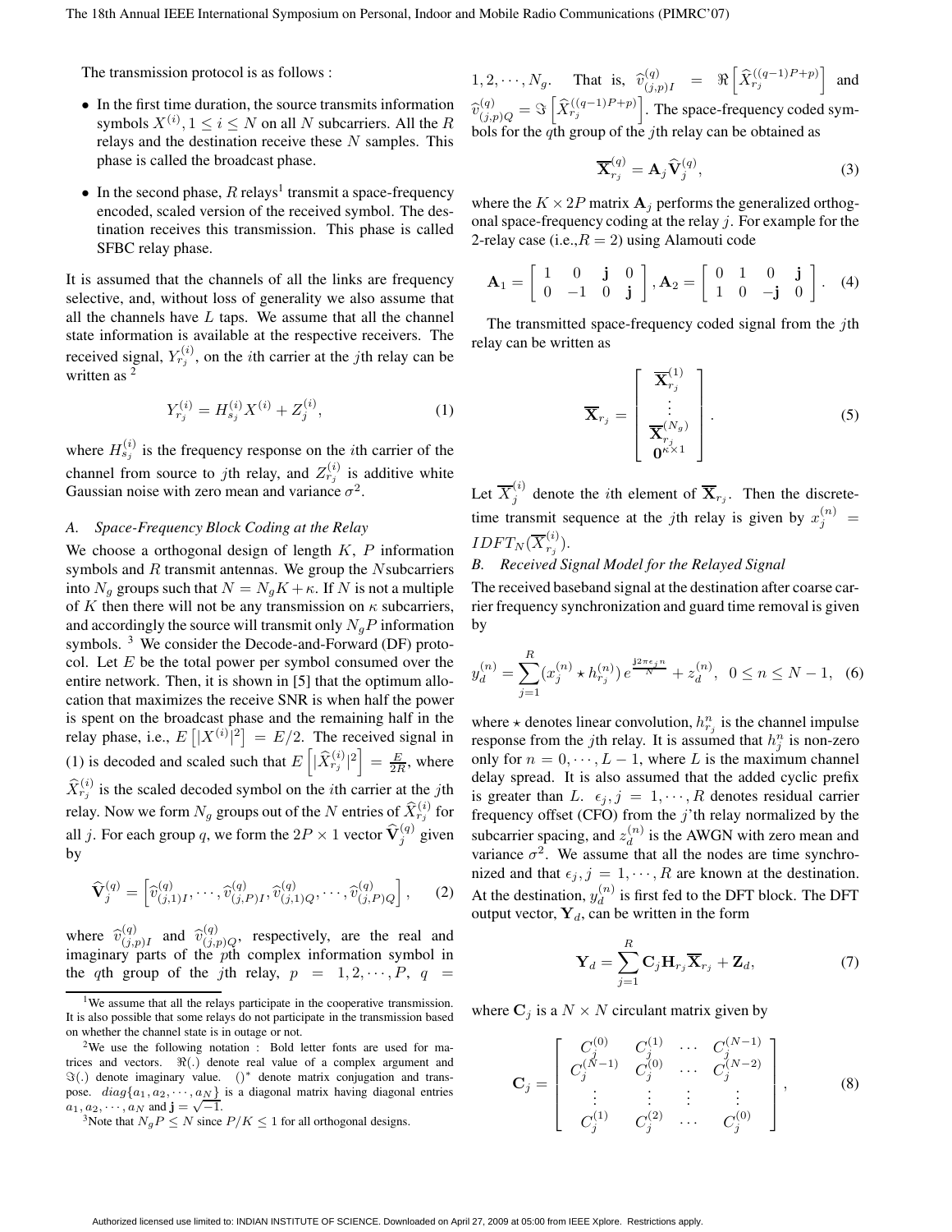The transmission protocol is as follows :

- In the first time duration, the source transmits information symbols $X^{(i)}, 1 \le i \le N$ on all $N$ subcarriers. All the $R$ relays and the destination receive these $N$ samples. This phase is called the broadcast phase.
- In the second phase, $R$ relays[1] transmit a space-frequency encoded, scaled version of the received symbol. The destination receives this transmission. This phase is called SFBC relay phase.

It is assumed that the channels of all the links are frequency selective, and, without loss of generality we also assume that all the channels have $L$ taps. We assume that all the channel state information is available at the respective receivers. The received signal, $Y_{r_j}^{(i)}$, on the $i$th carrier at the $j$th relay can be written as [2]

$$Y_{r_j}^{(i)} = H_{s_j}^{(i)} X^{(i)} + Z_j^{(i)}, \tag{1}$$

where $H_{s_j}^{(i)}$ is the frequency response on the $i$th carrier of the channel from source to $j$th relay, and $Z_{r_j}^{(i)}$ is additive white Gaussian noise with zero mean and variance $\sigma^2$.

### A. Space-Frequency Block Coding at the Relay

We choose a orthogonal design of length $K$, $P$ information symbols and $R$ transmit antennas. We group the $N$subcarriers into $N_g$ groups such that $N = N_g K + \kappa$. If $N$ is not a multiple of $K$ then there will not be any transmission on $\kappa$ subcarriers, and accordingly the source will transmit only $N_g P$ information symbols. [3] We consider the Decode-and-Forward (DF) protocol. Let $E$ be the total power per symbol consumed over the entire network. Then, it is shown in [5] that the optimum allocation that maximizes the receive SNR is when half the power is spent on the broadcast phase and the remaining half in the relay phase, i.e., $E\left[|X^{(i)}|^2\right] = E/2$. The received signal in (1) is decoded and scaled such that $E\left[|\widehat{X}_{r_j}^{(i)}|^2\right] = \frac{E}{2R}$, where $\widehat{X}_{r_j}^{(i)}$ is the scaled decoded symbol on the $i$th carrier at the $j$th relay. Now we form $N_g$ groups out of the $N$ entries of $\widehat{X}_{r_j}^{(i)}$ for all $j$. For each group $q$, we form the $2P \times 1$ vector $\widehat{\mathbf{V}}_j^{(q)}$ given by

$$\widehat{\mathbf{V}}_j^{(q)} = \left[\widehat{v}_{(j,1)I}^{(q)}, \cdots, \widehat{v}_{(j,P)I}^{(q)}, \widehat{v}_{(j,1)Q}^{(q)}, \cdots, \widehat{v}_{(j,P)Q}^{(q)}\right], \tag{2}$$

where $\widehat{v}_{(j,p)I}^{(q)}$ and $\widehat{v}_{(j,p)Q}^{(q)}$, respectively, are the real and imaginary parts of the $p$th complex information symbol in the $q$th group of the $j$th relay, $p = 1, 2, \cdots, P$, $q = 1, 2, \cdots, N_g$. That is, $\widehat{v}_{(j,p)I}^{(q)} = \Re\left[\widehat{X}_{r_j}^{((q-1)P+p)}\right]$ and $\widehat{v}_{(j,p)Q}^{(q)} = \Im\left[\widehat{X}_{r_j}^{((q-1)P+p)}\right]$. The space-frequency coded symbols for the $q$th group of the $j$th relay can be obtained as

$$\overline{\mathbf{X}}_{r_j}^{(q)} = \mathbf{A}_j \widehat{\mathbf{V}}_j^{(q)}, \tag{3}$$

where the $K \times 2P$ matrix $\mathbf{A}_j$ performs the generalized orthogonal space-frequency coding at the relay $j$. For example for the 2-relay case (i.e.,$R = 2$) using Alamouti code

$$\mathbf{A}_1 = \begin{bmatrix} 1 & 0 & \mathbf{j} & 0 \\ 0 & -1 & 0 & \mathbf{j} \end{bmatrix}, \mathbf{A}_2 = \begin{bmatrix} 0 & 1 & 0 & \mathbf{j} \\ 1 & 0 & -\mathbf{j} & 0 \end{bmatrix}. \tag{4}$$

The transmitted space-frequency coded signal from the $j$th relay can be written as

$$\overline{\mathbf{X}}_{r_j} = \begin{bmatrix} \overline{\mathbf{X}}_{r_j}^{(1)} \\ \vdots \\ \overline{\mathbf{X}}_{r_j}^{(N_g)} \\ \mathbf{0}^{\kappa \times 1} \end{bmatrix}. \tag{5}$$

Let $\overline{X}_j^{(i)}$ denote the $i$th element of $\overline{\mathbf{X}}_{r_j}$. Then the discrete-time transmit sequence at the $j$th relay is given by $x_j^{(n)} = IDFT_N(\overline{X}_{r_j}^{(i)})$.

### B. Received Signal Model for the Relayed Signal

The received baseband signal at the destination after coarse carrier frequency synchronization and guard time removal is given by

$$y_d^{(n)} = \sum_{j=1}^{R} (x_j^{(n)} \star h_{r_j}^{(n)})\, e^{\frac{\mathbf{j}2\pi\epsilon_j n}{N}} + z_d^{(n)}, \;\; 0 \le n \le N-1, \tag{6}$$

where $\star$ denotes linear convolution, $h_{r_j}^n$ is the channel impulse response from the $j$th relay. It is assumed that $h_j^n$ is non-zero only for $n = 0, \cdots, L-1$, where $L$ is the maximum channel delay spread. It is also assumed that the added cyclic prefix is greater than $L$. $\epsilon_j, j = 1, \cdots, R$ denotes residual carrier frequency offset (CFO) from the $j$'th relay normalized by the subcarrier spacing, and $z_d^{(n)}$ is the AWGN with zero mean and variance $\sigma^2$. We assume that all the nodes are time synchronized and that $\epsilon_j, j = 1, \cdots, R$ are known at the destination. At the destination, $y_d^{(n)}$ is first fed to the DFT block. The DFT output vector, $\mathbf{Y}_d$, can be written in the form

$$\mathbf{Y}_d = \sum_{j=1}^{R} \mathbf{C}_j \mathbf{H}_{r_j} \overline{\mathbf{X}}_{r_j} + \mathbf{Z}_d, \tag{7}$$

where $\mathbf{C}_j$ is a $N \times N$ circulant matrix given by

$$\mathbf{C}_j = \begin{bmatrix} C_j^{(0)} & C_j^{(1)} & \cdots & C_j^{(N-1)} \\ C_j^{(N-1)} & C_j^{(0)} & \cdots & C_j^{(N-2)} \\ \vdots & \vdots & \vdots & \vdots \\ C_j^{(1)} & C_j^{(2)} & \cdots & C_j^{(0)} \end{bmatrix}, \tag{8}$$

---

[1] We assume that all the relays participate in the cooperative transmission. It is also possible that some relays do not participate in the transmission based on whether the channel state is in outage or not.

[2] We use the following notation : Bold letter fonts are used for matrices and vectors. $\Re(.)$ denote real value of a complex argument and $\Im(.)$ denote imaginary value. $()^*$ denote matrix conjugation and transpose. $diag\{a_1, a_2, \cdots, a_N\}$ is a diagonal matrix having diagonal entries $a_1, a_2, \cdots, a_N$ and $\mathbf{j} = \sqrt{-1}$.

[3] Note that $N_g P \le N$ since $P/K \le 1$ for all orthogonal designs.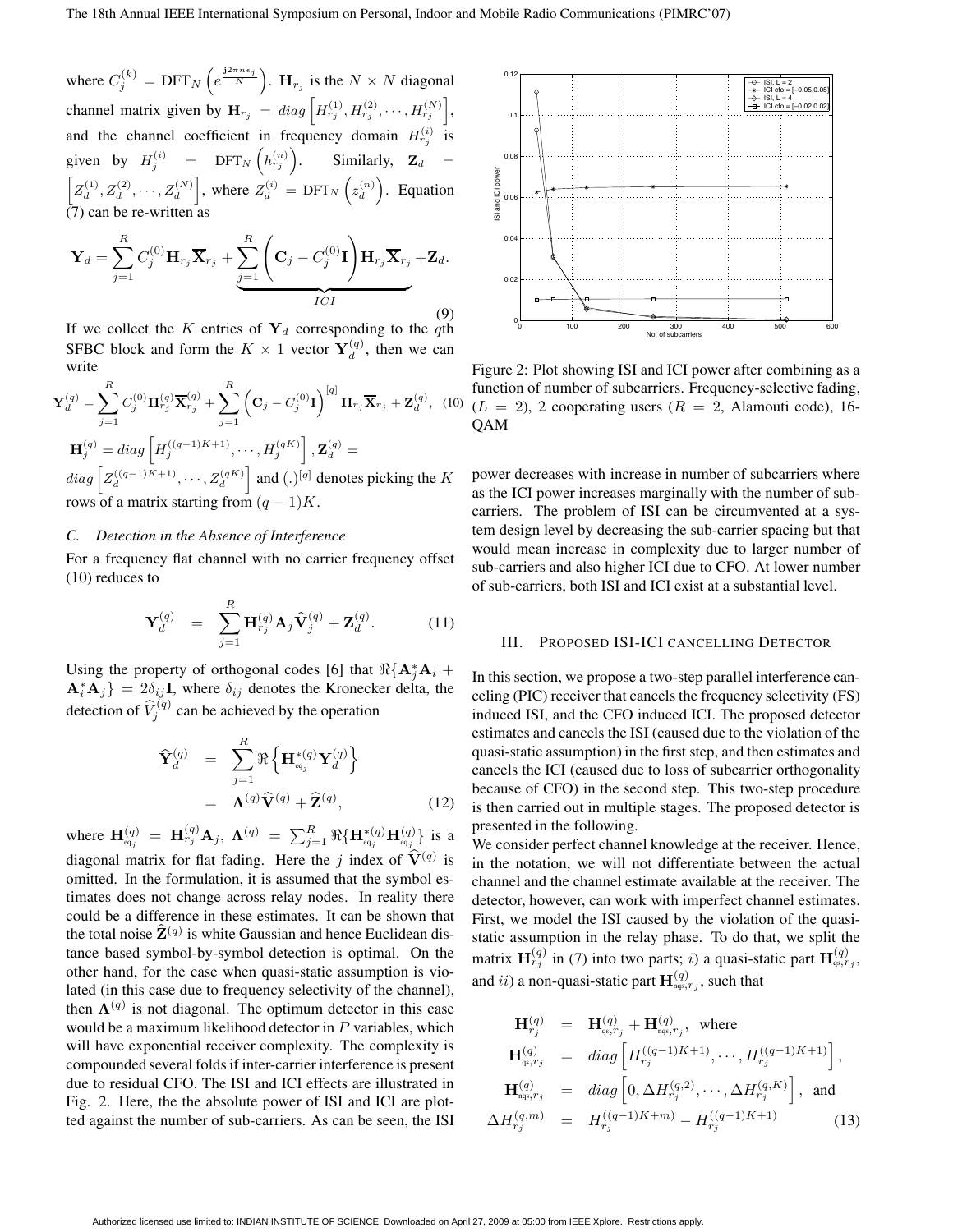where $C_j^{(k)} = \text{DFT}_N\left(e^{\frac{j2\pi n\epsilon_j}{N}}\right)$. $\mathbf{H}_{r_j}$ is the $N \times N$ diagonal channel matrix given by $\mathbf{H}_{r_j} = diag\left[H_{r_j}^{(1)}, H_{r_j}^{(2)}, \cdots, H_{r_j}^{(N)}\right]$, and the channel coefficient in frequency domain $H_{r_j}^{(i)}$ is given by $H_j^{(i)} = \text{DFT}_N\left(h_{r_j}^{(n)}\right)$. Similarly, $\mathbf{Z}_d = \left[Z_d^{(1)}, Z_d^{(2)}, \cdots, Z_d^{(N)}\right]$, where $Z_d^{(i)} = \text{DFT}_N\left(z_d^{(n)}\right)$. Equation (7) can be re-written as

$$\mathbf{Y}_d = \sum_{j=1}^{R} C_j^{(0)} \mathbf{H}_{r_j} \overline{\mathbf{X}}_{r_j} + \underbrace{\sum_{j=1}^{R} \left(\mathbf{C}_j - C_j^{(0)}\mathbf{I}\right) \mathbf{H}_{r_j} \overline{\mathbf{X}}_{r_j}}_{ICI} + \mathbf{Z}_d. \tag{9}$$

If we collect the $K$ entries of $\mathbf{Y}_d$ corresponding to the $q$th SFBC block and form the $K \times 1$ vector $\mathbf{Y}_d^{(q)}$, then we can write

$$\mathbf{Y}_d^{(q)} = \sum_{j=1}^{R} C_j^{(0)} \mathbf{H}_{r_j}^{(q)} \overline{\mathbf{X}}_{r_j}^{(q)} + \sum_{j=1}^{R} \left(\mathbf{C}_j - C_j^{(0)}\mathbf{I}\right)^{[q]} \mathbf{H}_{r_j} \overline{\mathbf{X}}_{r_j} + \mathbf{Z}_d^{(q)}, \tag{10}$$

$\mathbf{H}_j^{(q)} = diag\left[H_j^{((q-1)K+1)}, \cdots, H_j^{(qK)}\right]$, $\mathbf{Z}_d^{(q)} = diag\left[Z_d^{((q-1)K+1)}, \cdots, Z_d^{(qK)}\right]$ and $(.)^{[q]}$ denotes picking the $K$ rows of a matrix starting from $(q-1)K$.

### *C. Detection in the Absence of Interference*

For a frequency flat channel with no carrier frequency offset (10) reduces to

$$\mathbf{Y}_d^{(q)} = \sum_{j=1}^{R} \mathbf{H}_{r_j}^{(q)} \mathbf{A}_j \widehat{\mathbf{V}}_j^{(q)} + \mathbf{Z}_d^{(q)}. \tag{11}$$

Using the property of orthogonal codes [6] that $\Re\{\mathbf{A}_j^* \mathbf{A}_i + \mathbf{A}_i^* \mathbf{A}_j\} = 2\delta_{ij}\mathbf{I}$, where $\delta_{ij}$ denotes the Kronecker delta, the detection of $\widehat{V}_j^{(q)}$ can be achieved by the operation

$$\begin{aligned}\widehat{\mathbf{Y}}_d^{(q)} &= \sum_{j=1}^{R} \Re\left\{\mathbf{H}_{\text{eq}_j}^{*(q)} \mathbf{Y}_d^{(q)}\right\} \\ &= \mathbf{\Lambda}^{(q)} \widehat{\mathbf{V}}^{(q)} + \widehat{\mathbf{Z}}^{(q)},\end{aligned} \tag{12}$$

where $\mathbf{H}_{\text{eq}_j}^{(q)} = \mathbf{H}_{r_j}^{(q)} \mathbf{A}_j$, $\mathbf{\Lambda}^{(q)} = \sum_{j=1}^{R} \Re\{\mathbf{H}_{\text{eq}_j}^{*(q)} \mathbf{H}_{\text{eq}_j}^{(q)}\}$ is a diagonal matrix for flat fading. Here the $j$ index of $\widehat{\mathbf{V}}^{(q)}$ is omitted. In the formulation, it is assumed that the symbol estimates does not change across relay nodes. In reality there could be a difference in these estimates. It can be shown that the total noise $\widehat{\mathbf{Z}}^{(q)}$ is white Gaussian and hence Euclidean distance based symbol-by-symbol detection is optimal. On the other hand, for the case when quasi-static assumption is violated (in this case due to frequency selectivity of the channel), then $\mathbf{\Lambda}^{(q)}$ is not diagonal. The optimum detector in this case would be a maximum likelihood detector in $P$ variables, which will have exponential receiver complexity. The complexity is compounded several folds if inter-carrier interference is present due to residual CFO. The ISI and ICI effects are illustrated in Fig. 2. Here, the the absolute power of ISI and ICI are plotted against the number of sub-carriers. As can be seen, the ISI

Figure 2: Plot showing ISI and ICI power after combining as a function of number of subcarriers. Frequency-selective fading, ($L$ = 2), 2 cooperating users ($R$ = 2, Alamouti code), 16-QAM

power decreases with increase in number of subcarriers where as the ICI power increases marginally with the number of subcarriers. The problem of ISI can be circumvented at a system design level by decreasing the sub-carrier spacing but that would mean increase in complexity due to larger number of sub-carriers and also higher ICI due to CFO. At lower number of sub-carriers, both ISI and ICI exist at a substantial level.

## III. Proposed ISI-ICI Cancelling Detector

In this section, we propose a two-step parallel interference canceling (PIC) receiver that cancels the frequency selectivity (FS) induced ISI, and the CFO induced ICI. The proposed detector estimates and cancels the ISI (caused due to the violation of the quasi-static assumption) in the first step, and then estimates and cancels the ICI (caused due to loss of subcarrier orthogonality because of CFO) in the second step. This two-step procedure is then carried out in multiple stages. The proposed detector is presented in the following.

We consider perfect channel knowledge at the receiver. Hence, in the notation, we will not differentiate between the actual channel and the channel estimate available at the receiver. The detector, however, can work with imperfect channel estimates. First, we model the ISI caused by the violation of the quasi-static assumption in the relay phase. To do that, we split the matrix $\mathbf{H}_{r_j}^{(q)}$ in (7) into two parts; $i$) a quasi-static part $\mathbf{H}_{\text{qs},r_j}^{(q)}$, and $ii$) a non-quasi-static part $\mathbf{H}_{\text{nqs},r_j}^{(q)}$, such that

$$\begin{aligned}\mathbf{H}_{r_j}^{(q)} &= \mathbf{H}_{\text{qs},r_j}^{(q)} + \mathbf{H}_{\text{nqs},r_j}^{(q)}, \quad \text{where} \\ \mathbf{H}_{\text{qs},r_j}^{(q)} &= diag\left[H_{r_j}^{((q-1)K+1)}, \cdots, H_{r_j}^{((q-1)K+1)}\right], \\ \mathbf{H}_{\text{nqs},r_j}^{(q)} &= diag\left[0, \Delta H_{r_j}^{(q,2)}, \cdots, \Delta H_{r_j}^{(q,K)}\right], \quad \text{and} \\ \Delta H_{r_j}^{(q,m)} &= H_{r_j}^{((q-1)K+m)} - H_{r_j}^{((q-1)K+1)}\end{aligned} \tag{13}$$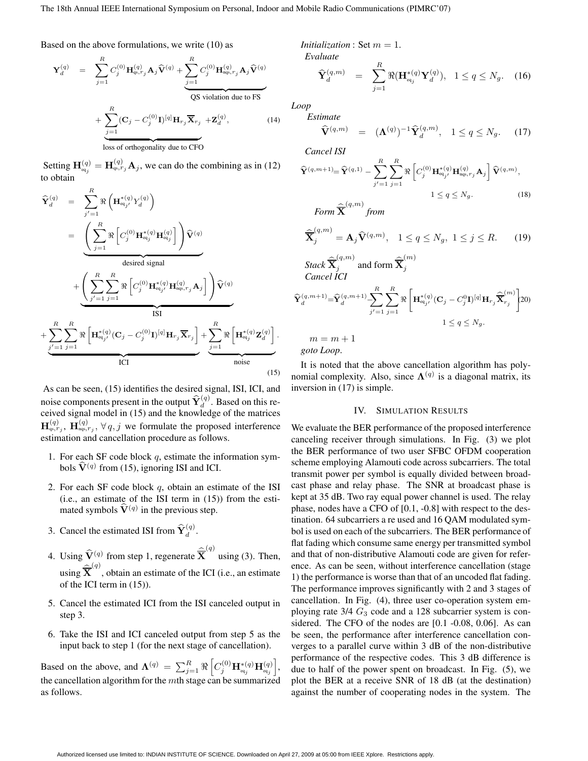Based on the above formulations, we write (10) as

$$
\mathbf{Y}_d^{(q)} = \sum_{j=1}^{R} C_j^{(0)} \mathbf{H}_{\text{qs},r_j}^{(q)} \mathbf{A}_j \widehat{\mathbf{V}}^{(q)} + \underbrace{\sum_{j=1}^{R} C_j^{(0)} \mathbf{H}_{\text{nqs},r_j}^{(q)} \mathbf{A}_j \widehat{\mathbf{V}}^{(q)}}_{\text{QS violation due to FS}} + \underbrace{\sum_{j=1}^{R} (\mathbf{C}_j - C_j^{(0)}\mathbf{I})^{[q]} \mathbf{H}_{r_j} \overline{\mathbf{X}}_{r_j}}_{\text{loss of orthogonality due to CFO}} + \mathbf{Z}_d^{(q)}, \tag{14}
$$

Setting $\mathbf{H}_{\text{eq}_j}^{(q)} = \mathbf{H}_{\text{qs},r_j}^{(q)} \mathbf{A}_j$, we can do the combining as in (12) to obtain

$$
\begin{aligned}
\widehat{\mathbf{Y}}_d^{(q)} &= \sum_{j'=1}^{R} \Re\left(\mathbf{H}_{\text{eq}_{j'}}^{*(q)} Y_d^{(q)}\right) \\
&= \underbrace{\left(\sum_{j=1}^{R} \Re\left[C_j^{(0)} \mathbf{H}_{\text{eq}_j}^{*(q)} \mathbf{H}_{\text{eq}_j}^{(q)}\right]\right) \widehat{\mathbf{V}}^{(q)}}_{\text{desired signal}} \\
&\quad + \underbrace{\left(\sum_{j'=1}^{R} \sum_{j=1}^{R} \Re\left[C_j^{(0)} \mathbf{H}_{\text{eq}_{j'}}^{*(q)} \mathbf{H}_{\text{nqs},r_j}^{(q)} \mathbf{A}_j\right]\right) \widehat{\mathbf{V}}^{(q)}}_{\text{ISI}} \\
&\quad + \underbrace{\sum_{j'=1}^{R} \sum_{j=1}^{R} \Re\left[\mathbf{H}_{\text{eq}_{j'}}^{*(q)} (\mathbf{C}_j - C_j^{(0)}\mathbf{I})^{[q]} \mathbf{H}_{r_j} \overline{\mathbf{X}}_{r_j}\right]}_{\text{ICI}} + \underbrace{\sum_{j=1}^{R} \Re\left[\mathbf{H}_{\text{eq}_j}^{*(q)} \mathbf{Z}_d^{(q)}\right]}_{\text{noise}}.
\end{aligned} \tag{15}
$$

As can be seen, (15) identifies the desired signal, ISI, ICI, and noise components present in the output $\widehat{\mathbf{Y}}_d^{(q)}$. Based on this received signal model in (15) and the knowledge of the matrices $\mathbf{H}_{\text{qs},r_j}^{(q)}$, $\mathbf{H}_{\text{nqs},r_j}^{(q)}$, $\forall\, q, j$ we formulate the proposed interference estimation and cancellation procedure as follows.

1. For each SF code block $q$, estimate the information symbols $\widehat{\mathbf{V}}^{(q)}$ from (15), ignoring ISI and ICI.
2. For each SF code block $q$, obtain an estimate of the ISI (i.e., an estimate of the ISI term in (15)) from the estimated symbols $\widehat{\mathbf{V}}^{(q)}$ in the previous step.
3. Cancel the estimated ISI from $\widehat{\mathbf{Y}}_d^{(q)}$.
4. Using $\widehat{\mathbf{V}}^{(q)}$ from step 1, regenerate $\widehat{\overline{\mathbf{X}}}^{(q)}$ using (3). Then, using $\widehat{\overline{\mathbf{X}}}^{(q)}$, obtain an estimate of the ICI (i.e., an estimate of the ICI term in (15)).
5. Cancel the estimated ICI from the ISI canceled output in step 3.
6. Take the ISI and ICI canceled output from step 5 as the input back to step 1 (for the next stage of cancellation).

Based on the above, and $\mathbf{\Lambda}^{(q)} = \sum_{j=1}^{R} \Re\left[C_j^{(0)} \mathbf{H}_{\text{eq}_j}^{*(q)} \mathbf{H}_{\text{eq}_j}^{(q)}\right]$, the cancellation algorithm for the $m$th stage can be summarized as follows.

*Initialization* : Set $m = 1$.

*Evaluate*

$$
\widehat{\mathbf{Y}}_d^{(q,m)} = \sum_{j=1}^{R} \Re(\mathbf{H}_{\text{eq}_j}^{*(q)} \mathbf{Y}_d^{(q)}), \quad 1 \leq q \leq N_g. \tag{16}
$$

*Loop*

*Estimate*

$$
\widehat{\mathbf{V}}^{(q,m)} = (\mathbf{\Lambda}^{(q)})^{-1} \widehat{\mathbf{Y}}_d^{(q,m)}, \quad 1 \leq q \leq N_g. \tag{17}
$$

*Cancel ISI*

$$
\widehat{\mathbf{Y}}^{(q,m+1)} = \widehat{\mathbf{Y}}^{(q,1)} - \sum_{j'=1}^{R} \sum_{j=1}^{R} \Re\left[C_j^{(0)} \mathbf{H}_{\text{eq}_{j'}}^{*(q)} \mathbf{H}_{\text{nqs},r_j}^{(q)} \mathbf{A}_j\right] \widehat{\mathbf{V}}^{(q,m)}, \quad 1 \leq q \leq N_g. \tag{18}
$$

*Form* $\widehat{\overline{\mathbf{X}}}^{(q,m)}$ *from*

$$
\widehat{\overline{\mathbf{X}}}_j^{(q,m)} = \mathbf{A}_j \widehat{\mathbf{V}}^{(q,m)}, \quad 1 \leq q \leq N_g, \ 1 \leq j \leq R. \tag{19}
$$

*Stack* $\widehat{\overline{\mathbf{X}}}_j^{(q,m)}$ and *form* $\widehat{\overline{\mathbf{X}}}_j^{(m)}$

*Cancel ICI*

$$
\widehat{\mathbf{Y}}_d^{(q,m+1)} = \widehat{\mathbf{Y}}_d^{(q,m+1)} - \sum_{j'=1}^{R} \sum_{j=1}^{R} \Re\left[\mathbf{H}_{\text{eq}_{j'}}^{*(q)} (\mathbf{C}_j - C_j^{0}\mathbf{I})^{[q]} \mathbf{H}_{r_j} \widehat{\overline{\mathbf{X}}}_{r_j}^{(m)}\right], \quad 1 \leq q \leq N_g. \tag{20}
$$

$m = m + 1$

*goto Loop*.

It is noted that the above cancellation algorithm has polynomial complexity. Also, since $\mathbf{\Lambda}^{(q)}$ is a diagonal matrix, its inversion in (17) is simple.

## IV. Simulation Results

We evaluate the BER performance of the proposed interference canceling receiver through simulations. In Fig. (3) we plot the BER performance of two user SFBC OFDM cooperation scheme employing Alamouti code across subcarriers. The total transmit power per symbol is equally divided between broadcast phase and relay phase. The SNR at broadcast phase is kept at 35 dB. Two ray equal power channel is used. The relay phase, nodes have a CFO of [0.1, -0.8] with respect to the destination. 64 subcarriers a re used and 16 QAM modulated symbol is used on each of the subcarriers. The BER performance of flat fading which consume same energy per transmitted symbol and that of non-distributive Alamouti code are given for reference. As can be seen, without interference cancellation (stage 1) the performance is worse than that of an uncoded flat fading. The performance improves significantly with 2 and 3 stages of cancellation. In Fig. (4), three user co-operation system employing rate 3/4 $G_3$ code and a 128 subcarrier system is considered. The CFO of the nodes are [0.1 -0.08, 0.06]. As can be seen, the performance after interference cancellation converges to a parallel curve within 3 dB of the non-distributive performance of the respective codes. This 3 dB difference is due to half of the power spent on broadcast. In Fig. (5), we plot the BER at a receive SNR of 18 dB (at the destination) against the number of cooperating nodes in the system. The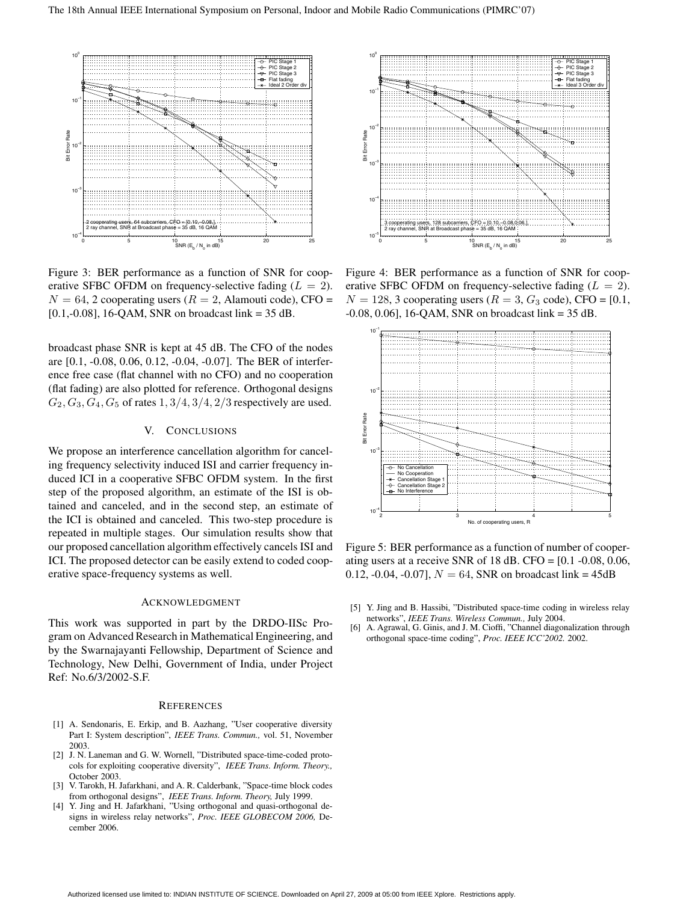10^0
10^-1
10^-2
10^-3
10^-4
Bit Error Rate
0 5 10 15 20 25
SNR ($E_b$ / $N_o$ in dB)
PIC Stage 1
PIC Stage 2
PIC Stage 3
Flat fading
Ideal 2 Order div
2 cooperating users, 64 subcarriers, CFO = [0.10,-0.08],
2 ray channel, SNR at Broadcast phase = 35 dB, 16 QAM

Figure 3: BER performance as a function of SNR for cooperative SFBC OFDM on frequency-selective fading ($L = 2$). $N = 64$, 2 cooperating users ($R = 2$, Alamouti code), CFO = [0.1,-0.08], 16-QAM, SNR on broadcast link = 35 dB.

10^0
10^-1
10^-2
10^-3
10^-4
10^-5
Bit Error Rate
0 5 10 15 20 25
SNR ($E_b$ / $N_o$ in dB)
PIC Stage 1
PIC Stage 2
PIC Stage 3
Flat fading
Ideal 3 Order div
3 cooperating users, 128 subcarriers, CFO = [0.10,-0.08,0.06],
2 ray channel, SNR at Broadcast phase = 35 dB, 16 QAM

Figure 4: BER performance as a function of SNR for cooperative SFBC OFDM on frequency-selective fading ($L = 2$). $N = 128$, 3 cooperating users ($R = 3$, $G_3$ code), CFO = [0.1, -0.08, 0.06], 16-QAM, SNR on broadcast link = 35 dB.

10^-1
10^-2
10^-3
10^-4
Bit Error Rate
2 3 4 5
No. of cooperating users, R
No Cancellation
No Cooperation
Cancellation Stage 1
Cancellation Stage 2
No Interference

Figure 5: BER performance as a function of number of cooperating users at a receive SNR of 18 dB. CFO = [0.1 -0.08, 0.06, 0.12, -0.04, -0.07], $N = 64$, SNR on broadcast link = 45dB

broadcast phase SNR is kept at 45 dB. The CFO of the nodes are [0.1, -0.08, 0.06, 0.12, -0.04, -0.07]. The BER of interference free case (flat channel with no CFO) and no cooperation (flat fading) are also plotted for reference. Orthogonal designs $G_2, G_3, G_4, G_5$ of rates $1, 3/4, 3/4, 2/3$ respectively are used.

## V. Conclusions

We propose an interference cancellation algorithm for canceling frequency selectivity induced ISI and carrier frequency induced ICI in a cooperative SFBC OFDM system. In the first step of the proposed algorithm, an estimate of the ISI is obtained and canceled, and in the second step, an estimate of the ICI is obtained and canceled. This two-step procedure is repeated in multiple stages. Our simulation results show that our proposed cancellation algorithm effectively cancels ISI and ICI. The proposed detector can be easily extend to coded cooperative space-frequency systems as well.

## Acknowledgment

This work was supported in part by the DRDO-IISc Program on Advanced Research in Mathematical Engineering, and by the Swarnajayanti Fellowship, Department of Science and Technology, New Delhi, Government of India, under Project Ref: No.6/3/2002-S.F.

## References

[1] A. Sendonaris, E. Erkip, and B. Aazhang, "User cooperative diversity Part I: System description", *IEEE Trans. Commun.,* vol. 51, November 2003.

[2] J. N. Laneman and G. W. Wornell, "Distributed space-time-coded protocols for exploiting cooperative diversity", *IEEE Trans. Inform. Theory.,* October 2003.

[3] V. Tarokh, H. Jafarkhani, and A. R. Calderbank, "Space-time block codes from orthogonal designs", *IEEE Trans. Inform. Theory,* July 1999.

[4] Y. Jing and H. Jafarkhani, "Using orthogonal and quasi-orthogonal designs in wireless relay networks", *Proc. IEEE GLOBECOM 2006,* December 2006.

[5] Y. Jing and B. Hassibi, "Distributed space-time coding in wireless relay networks", *IEEE Trans. Wireless Commun.,* July 2004.

[6] A. Agrawal, G. Ginis, and J. M. Cioffi, "Channel diagonalization through orthogonal space-time coding", *Proc. IEEE ICC'2002.* 2002.